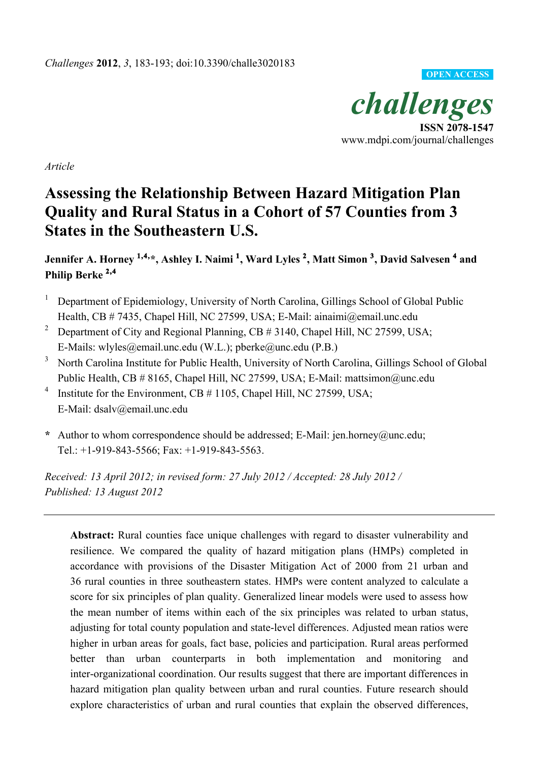*Article*

# Assessing the Relationship Between Hazard Mitigation Plan Quality and Rural Status in a Cohort of 57 Counties from 3 States in the Southeastern U.S.

**Jennifer A. Horney [1,4,*], Ashley I. Naimi [1], Ward Lyles [2], Matt Simon [3], David Salvesen [4] and Philip Berke [2,4]**

[1] Department of Epidemiology, University of North Carolina, Gillings School of Global Public Health, CB # 7435, Chapel Hill, NC 27599, USA; E-Mail: ainaimi@email.unc.edu

[2] Department of City and Regional Planning, CB # 3140, Chapel Hill, NC 27599, USA; E-Mails: wlyles@email.unc.edu (W.L.); pberke@unc.edu (P.B.)

[3] North Carolina Institute for Public Health, University of North Carolina, Gillings School of Global Public Health, CB # 8165, Chapel Hill, NC 27599, USA; E-Mail: mattsimon@unc.edu

[4] Institute for the Environment, CB # 1105, Chapel Hill, NC 27599, USA; E-Mail: dsalv@email.unc.edu

* Author to whom correspondence should be addressed; E-Mail: jen.horney@unc.edu; Tel.: +1-919-843-5566; Fax: +1-919-843-5563.

*Received: 13 April 2012; in revised form: 27 July 2012 / Accepted: 28 July 2012 / Published: 13 August 2012*

---

**Abstract:** Rural counties face unique challenges with regard to disaster vulnerability and resilience. We compared the quality of hazard mitigation plans (HMPs) completed in accordance with provisions of the Disaster Mitigation Act of 2000 from 21 urban and 36 rural counties in three southeastern states. HMPs were content analyzed to calculate a score for six principles of plan quality. Generalized linear models were used to assess how the mean number of items within each of the six principles was related to urban status, adjusting for total county population and state-level differences. Adjusted mean ratios were higher in urban areas for goals, fact base, policies and participation. Rural areas performed better than urban counterparts in both implementation and monitoring and inter-organizational coordination. Our results suggest that there are important differences in hazard mitigation plan quality between urban and rural counties. Future research should explore characteristics of urban and rural counties that explain the observed differences,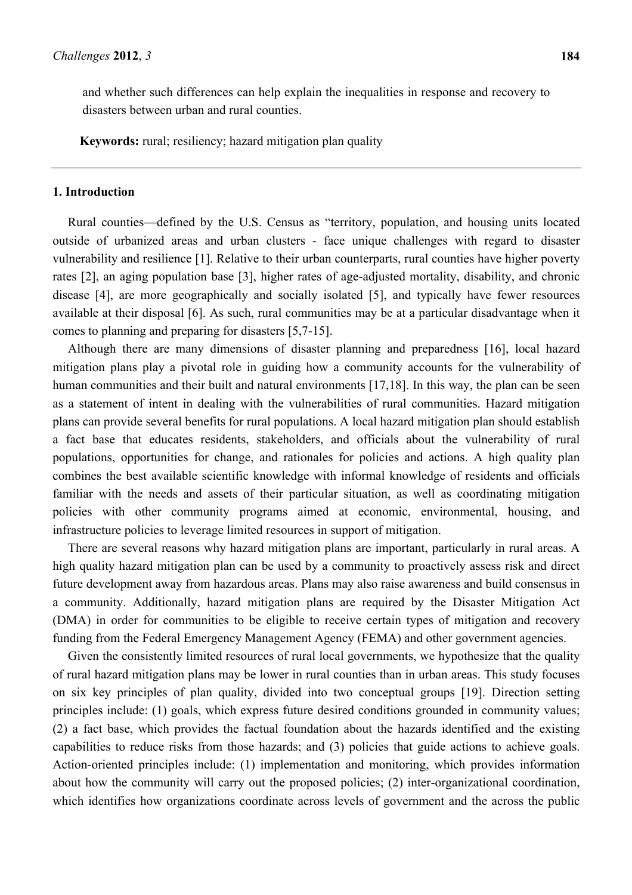and whether such differences can help explain the inequalities in response and recovery to disasters between urban and rural counties.

**Keywords:** rural; resiliency; hazard mitigation plan quality

## 1. Introduction

Rural counties—defined by the U.S. Census as "territory, population, and housing units located outside of urbanized areas and urban clusters - face unique challenges with regard to disaster vulnerability and resilience [1]. Relative to their urban counterparts, rural counties have higher poverty rates [2], an aging population base [3], higher rates of age-adjusted mortality, disability, and chronic disease [4], are more geographically and socially isolated [5], and typically have fewer resources available at their disposal [6]. As such, rural communities may be at a particular disadvantage when it comes to planning and preparing for disasters [5,7-15].

Although there are many dimensions of disaster planning and preparedness [16], local hazard mitigation plans play a pivotal role in guiding how a community accounts for the vulnerability of human communities and their built and natural environments [17,18]. In this way, the plan can be seen as a statement of intent in dealing with the vulnerabilities of rural communities. Hazard mitigation plans can provide several benefits for rural populations. A local hazard mitigation plan should establish a fact base that educates residents, stakeholders, and officials about the vulnerability of rural populations, opportunities for change, and rationales for policies and actions. A high quality plan combines the best available scientific knowledge with informal knowledge of residents and officials familiar with the needs and assets of their particular situation, as well as coordinating mitigation policies with other community programs aimed at economic, environmental, housing, and infrastructure policies to leverage limited resources in support of mitigation.

There are several reasons why hazard mitigation plans are important, particularly in rural areas. A high quality hazard mitigation plan can be used by a community to proactively assess risk and direct future development away from hazardous areas. Plans may also raise awareness and build consensus in a community. Additionally, hazard mitigation plans are required by the Disaster Mitigation Act (DMA) in order for communities to be eligible to receive certain types of mitigation and recovery funding from the Federal Emergency Management Agency (FEMA) and other government agencies.

Given the consistently limited resources of rural local governments, we hypothesize that the quality of rural hazard mitigation plans may be lower in rural counties than in urban areas. This study focuses on six key principles of plan quality, divided into two conceptual groups [19]. Direction setting principles include: (1) goals, which express future desired conditions grounded in community values; (2) a fact base, which provides the factual foundation about the hazards identified and the existing capabilities to reduce risks from those hazards; and (3) policies that guide actions to achieve goals. Action-oriented principles include: (1) implementation and monitoring, which provides information about how the community will carry out the proposed policies; (2) inter-organizational coordination, which identifies how organizations coordinate across levels of government and the across the public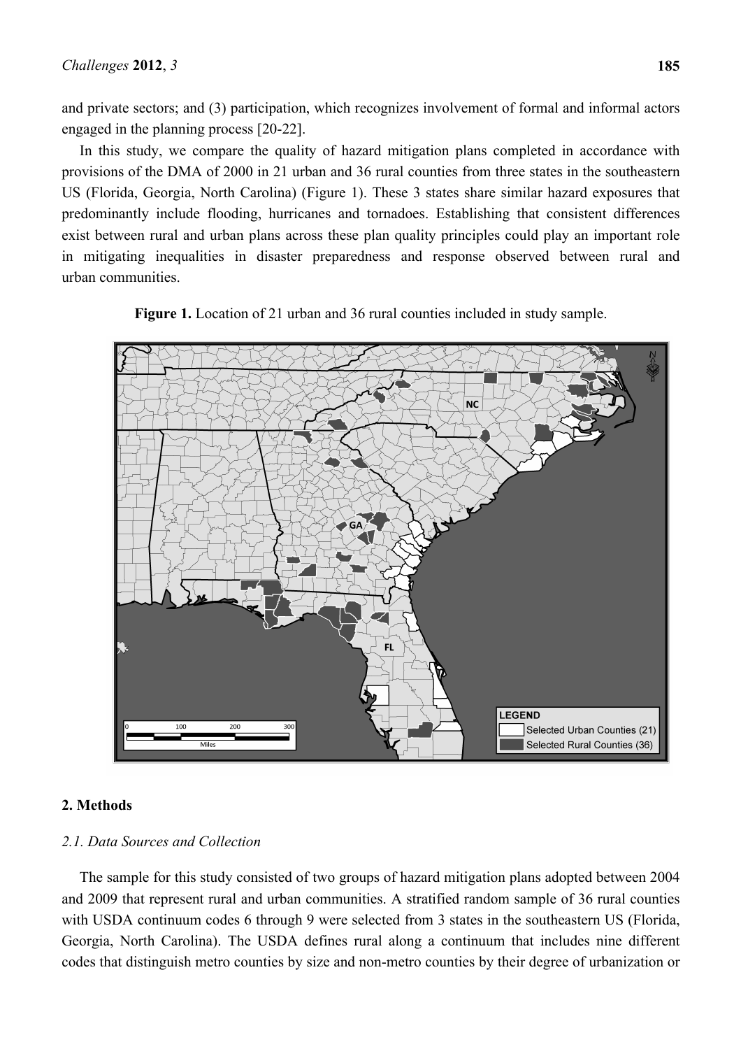and private sectors; and (3) participation, which recognizes involvement of formal and informal actors engaged in the planning process [20-22].

In this study, we compare the quality of hazard mitigation plans completed in accordance with provisions of the DMA of 2000 in 21 urban and 36 rural counties from three states in the southeastern US (Florida, Georgia, North Carolina) (Figure 1). These 3 states share similar hazard exposures that predominantly include flooding, hurricanes and tornadoes. Establishing that consistent differences exist between rural and urban plans across these plan quality principles could play an important role in mitigating inequalities in disaster preparedness and response observed between rural and urban communities.

**Figure 1.** Location of 21 urban and 36 rural counties included in study sample.

## 2. Methods

### *2.1. Data Sources and Collection*

The sample for this study consisted of two groups of hazard mitigation plans adopted between 2004 and 2009 that represent rural and urban communities. A stratified random sample of 36 rural counties with USDA continuum codes 6 through 9 were selected from 3 states in the southeastern US (Florida, Georgia, North Carolina). The USDA defines rural along a continuum that includes nine different codes that distinguish metro counties by size and non-metro counties by their degree of urbanization or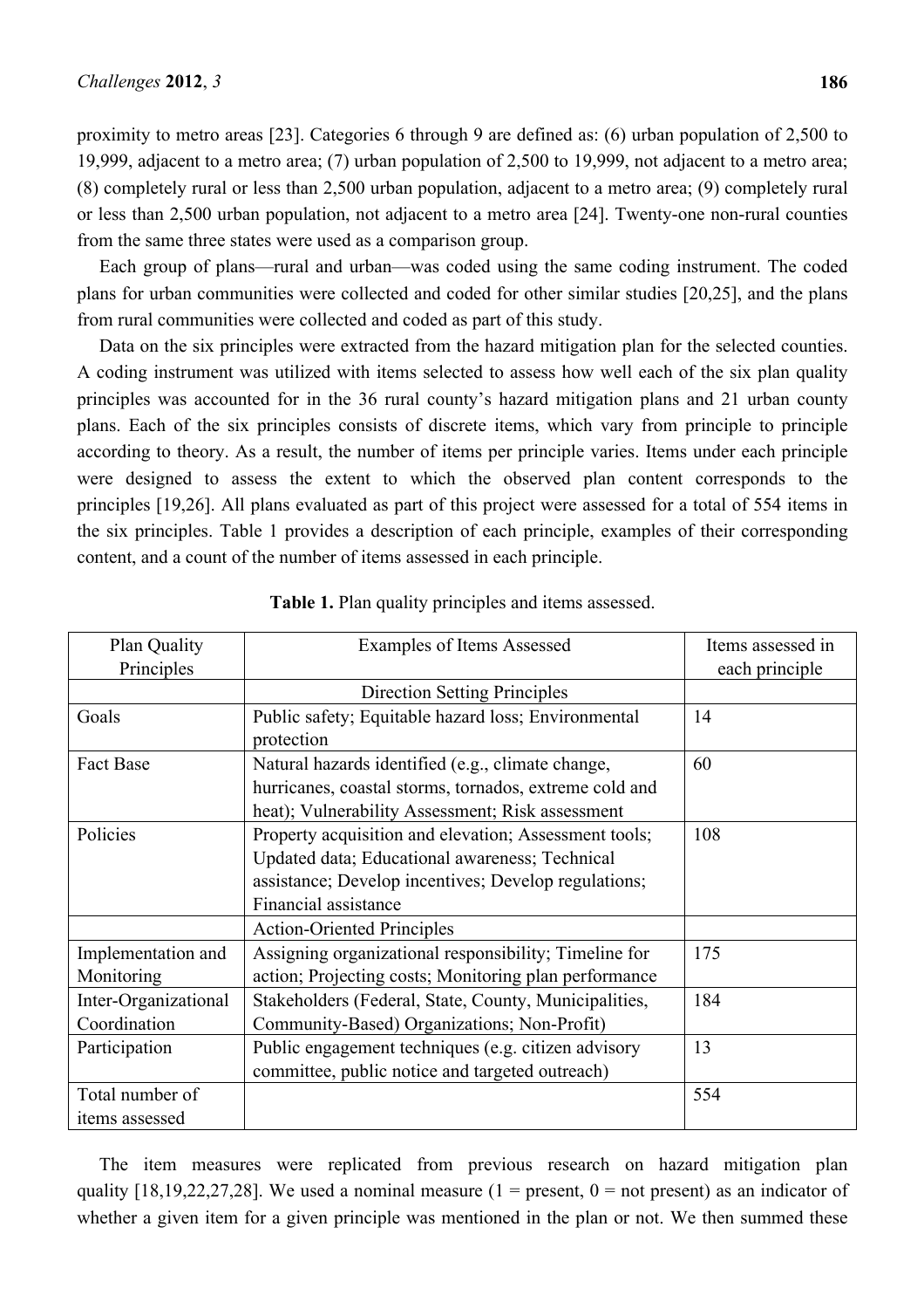proximity to metro areas [23]. Categories 6 through 9 are defined as: (6) urban population of 2,500 to 19,999, adjacent to a metro area; (7) urban population of 2,500 to 19,999, not adjacent to a metro area; (8) completely rural or less than 2,500 urban population, adjacent to a metro area; (9) completely rural or less than 2,500 urban population, not adjacent to a metro area [24]. Twenty-one non-rural counties from the same three states were used as a comparison group.

Each group of plans—rural and urban—was coded using the same coding instrument. The coded plans for urban communities were collected and coded for other similar studies [20,25], and the plans from rural communities were collected and coded as part of this study.

Data on the six principles were extracted from the hazard mitigation plan for the selected counties. A coding instrument was utilized with items selected to assess how well each of the six plan quality principles was accounted for in the 36 rural county's hazard mitigation plans and 21 urban county plans. Each of the six principles consists of discrete items, which vary from principle to principle according to theory. As a result, the number of items per principle varies. Items under each principle were designed to assess the extent to which the observed plan content corresponds to the principles [19,26]. All plans evaluated as part of this project were assessed for a total of 554 items in the six principles. Table 1 provides a description of each principle, examples of their corresponding content, and a count of the number of items assessed in each principle.

**Table 1.** Plan quality principles and items assessed.

| Plan Quality Principles | Examples of Items Assessed | Items assessed in each principle |
|---|---|---|
| | Direction Setting Principles | |
| Goals | Public safety; Equitable hazard loss; Environmental protection | 14 |
| Fact Base | Natural hazards identified (e.g., climate change, hurricanes, coastal storms, tornados, extreme cold and heat); Vulnerability Assessment; Risk assessment | 60 |
| Policies | Property acquisition and elevation; Assessment tools; Updated data; Educational awareness; Technical assistance; Develop incentives; Develop regulations; Financial assistance | 108 |
| | Action-Oriented Principles | |
| Implementation and Monitoring | Assigning organizational responsibility; Timeline for action; Projecting costs; Monitoring plan performance | 175 |
| Inter-Organizational Coordination | Stakeholders (Federal, State, County, Municipalities, Community-Based) Organizations; Non-Profit) | 184 |
| Participation | Public engagement techniques (e.g. citizen advisory committee, public notice and targeted outreach) | 13 |
| Total number of items assessed | | 554 |

The item measures were replicated from previous research on hazard mitigation plan quality [18,19,22,27,28]. We used a nominal measure (1 = present, 0 = not present) as an indicator of whether a given item for a given principle was mentioned in the plan or not. We then summed these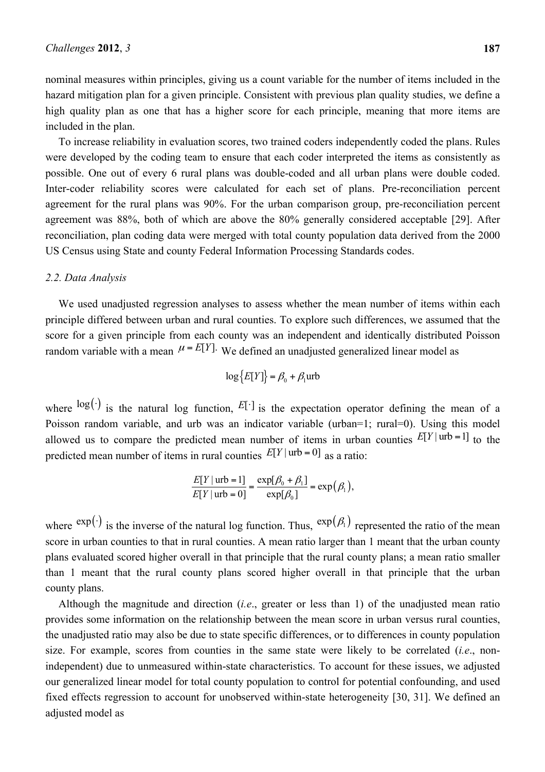nominal measures within principles, giving us a count variable for the number of items included in the hazard mitigation plan for a given principle. Consistent with previous plan quality studies, we define a high quality plan as one that has a higher score for each principle, meaning that more items are included in the plan.

To increase reliability in evaluation scores, two trained coders independently coded the plans. Rules were developed by the coding team to ensure that each coder interpreted the items as consistently as possible. One out of every 6 rural plans was double-coded and all urban plans were double coded. Inter-coder reliability scores were calculated for each set of plans. Pre-reconciliation percent agreement for the rural plans was 90%. For the urban comparison group, pre-reconciliation percent agreement was 88%, both of which are above the 80% generally considered acceptable [29]. After reconciliation, plan coding data were merged with total county population data derived from the 2000 US Census using State and county Federal Information Processing Standards codes.

### 2.2. Data Analysis

We used unadjusted regression analyses to assess whether the mean number of items within each principle differed between urban and rural counties. To explore such differences, we assumed that the score for a given principle from each county was an independent and identically distributed Poisson random variable with a mean $\mu = E[Y]$. We defined an unadjusted generalized linear model as

$$\log\{E[Y]\} = \beta_0 + \beta_1 \text{urb}$$

where $\log(\cdot)$ is the natural log function, $E[\cdot]$ is the expectation operator defining the mean of a Poisson random variable, and urb was an indicator variable (urban=1; rural=0). Using this model allowed us to compare the predicted mean number of items in urban counties $E[Y \mid \text{urb} = 1]$ to the predicted mean number of items in rural counties $E[Y \mid \text{urb} = 0]$ as a ratio:

$$\frac{E[Y \mid \text{urb} = 1]}{E[Y \mid \text{urb} = 0]} = \frac{\exp[\beta_0 + \beta_1]}{\exp[\beta_0]} = \exp(\beta_1),$$

where $\exp(\cdot)$ is the inverse of the natural log function. Thus, $\exp(\beta_1)$ represented the ratio of the mean score in urban counties to that in rural counties. A mean ratio larger than 1 meant that the urban county plans evaluated scored higher overall in that principle that the rural county plans; a mean ratio smaller than 1 meant that the rural county plans scored higher overall in that principle that the urban county plans.

Although the magnitude and direction (*i.e.*, greater or less than 1) of the unadjusted mean ratio provides some information on the relationship between the mean score in urban versus rural counties, the unadjusted ratio may also be due to state specific differences, or to differences in county population size. For example, scores from counties in the same state were likely to be correlated (*i.e.*, non-independent) due to unmeasured within-state characteristics. To account for these issues, we adjusted our generalized linear model for total county population to control for potential confounding, and used fixed effects regression to account for unobserved within-state heterogeneity [30, 31]. We defined an adjusted model as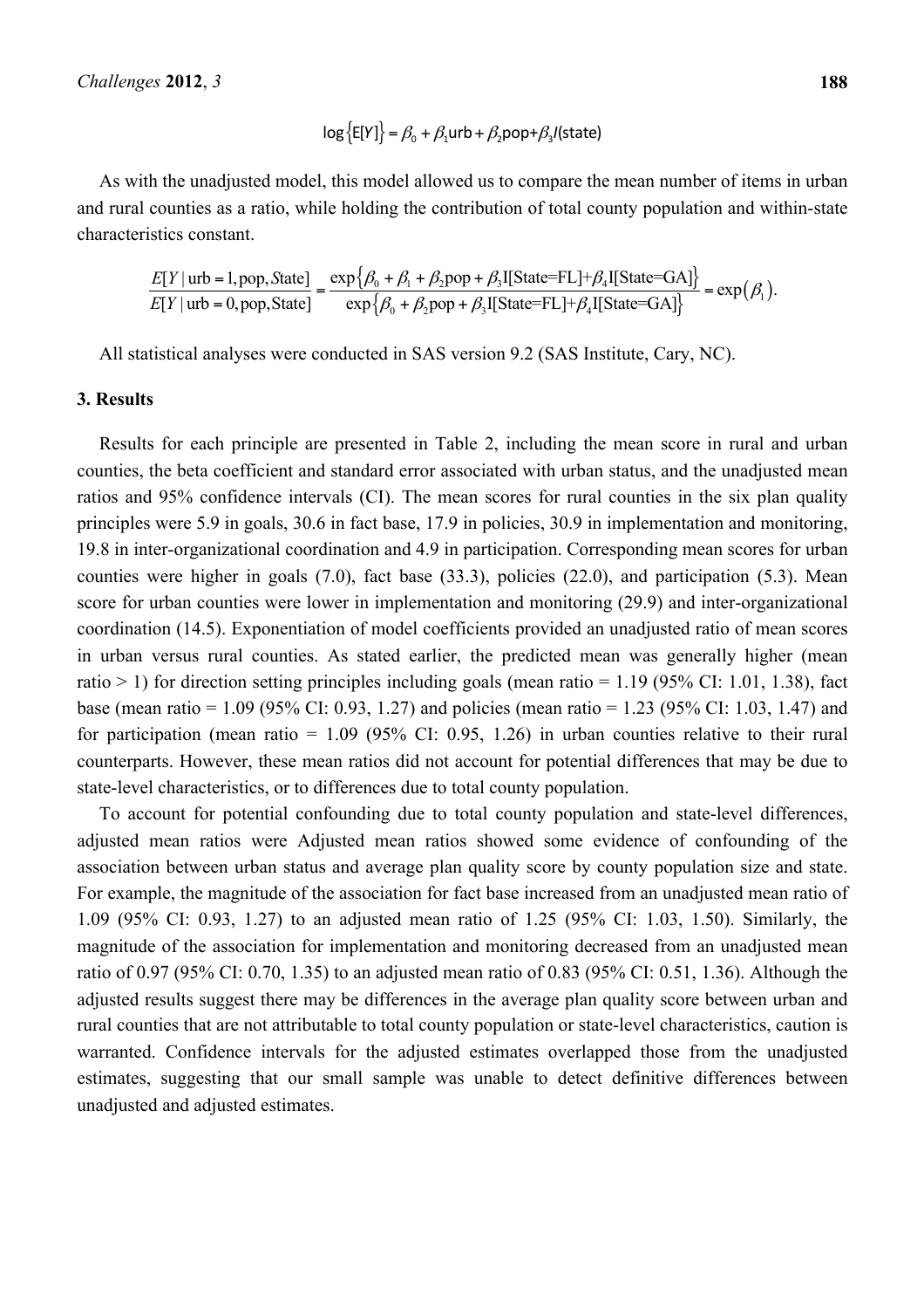$$\log\{E[Y]\} = \beta_0 + \beta_1 \text{urb} + \beta_2 \text{pop} + \beta_3 I(\text{state})$$

As with the unadjusted model, this model allowed us to compare the mean number of items in urban and rural counties as a ratio, while holding the contribution of total county population and within-state characteristics constant.

$$\frac{E[Y \mid \text{urb}=1, \text{pop}, \text{State}]}{E[Y \mid \text{urb}=0, \text{pop}, \text{State}]} = \frac{\exp\{\beta_0 + \beta_1 + \beta_2 \text{pop} + \beta_3 \text{I[State=FL]} + \beta_4 \text{I[State=GA]}\}}{\exp\{\beta_0 + \beta_2 \text{pop} + \beta_3 \text{I[State=FL]} + \beta_4 \text{I[State=GA]}\}} = \exp(\beta_1).$$

All statistical analyses were conducted in SAS version 9.2 (SAS Institute, Cary, NC).

## 3. Results

Results for each principle are presented in Table 2, including the mean score in rural and urban counties, the beta coefficient and standard error associated with urban status, and the unadjusted mean ratios and 95% confidence intervals (CI). The mean scores for rural counties in the six plan quality principles were 5.9 in goals, 30.6 in fact base, 17.9 in policies, 30.9 in implementation and monitoring, 19.8 in inter-organizational coordination and 4.9 in participation. Corresponding mean scores for urban counties were higher in goals (7.0), fact base (33.3), policies (22.0), and participation (5.3). Mean score for urban counties were lower in implementation and monitoring (29.9) and inter-organizational coordination (14.5). Exponentiation of model coefficients provided an unadjusted ratio of mean scores in urban versus rural counties. As stated earlier, the predicted mean was generally higher (mean ratio > 1) for direction setting principles including goals (mean ratio = 1.19 (95% CI: 1.01, 1.38), fact base (mean ratio = 1.09 (95% CI: 0.93, 1.27) and policies (mean ratio = 1.23 (95% CI: 1.03, 1.47) and for participation (mean ratio = 1.09 (95% CI: 0.95, 1.26) in urban counties relative to their rural counterparts. However, these mean ratios did not account for potential differences that may be due to state-level characteristics, or to differences due to total county population.

To account for potential confounding due to total county population and state-level differences, adjusted mean ratios were Adjusted mean ratios showed some evidence of confounding of the association between urban status and average plan quality score by county population size and state. For example, the magnitude of the association for fact base increased from an unadjusted mean ratio of 1.09 (95% CI: 0.93, 1.27) to an adjusted mean ratio of 1.25 (95% CI: 1.03, 1.50). Similarly, the magnitude of the association for implementation and monitoring decreased from an unadjusted mean ratio of 0.97 (95% CI: 0.70, 1.35) to an adjusted mean ratio of 0.83 (95% CI: 0.51, 1.36). Although the adjusted results suggest there may be differences in the average plan quality score between urban and rural counties that are not attributable to total county population or state-level characteristics, caution is warranted. Confidence intervals for the adjusted estimates overlapped those from the unadjusted estimates, suggesting that our small sample was unable to detect definitive differences between unadjusted and adjusted estimates.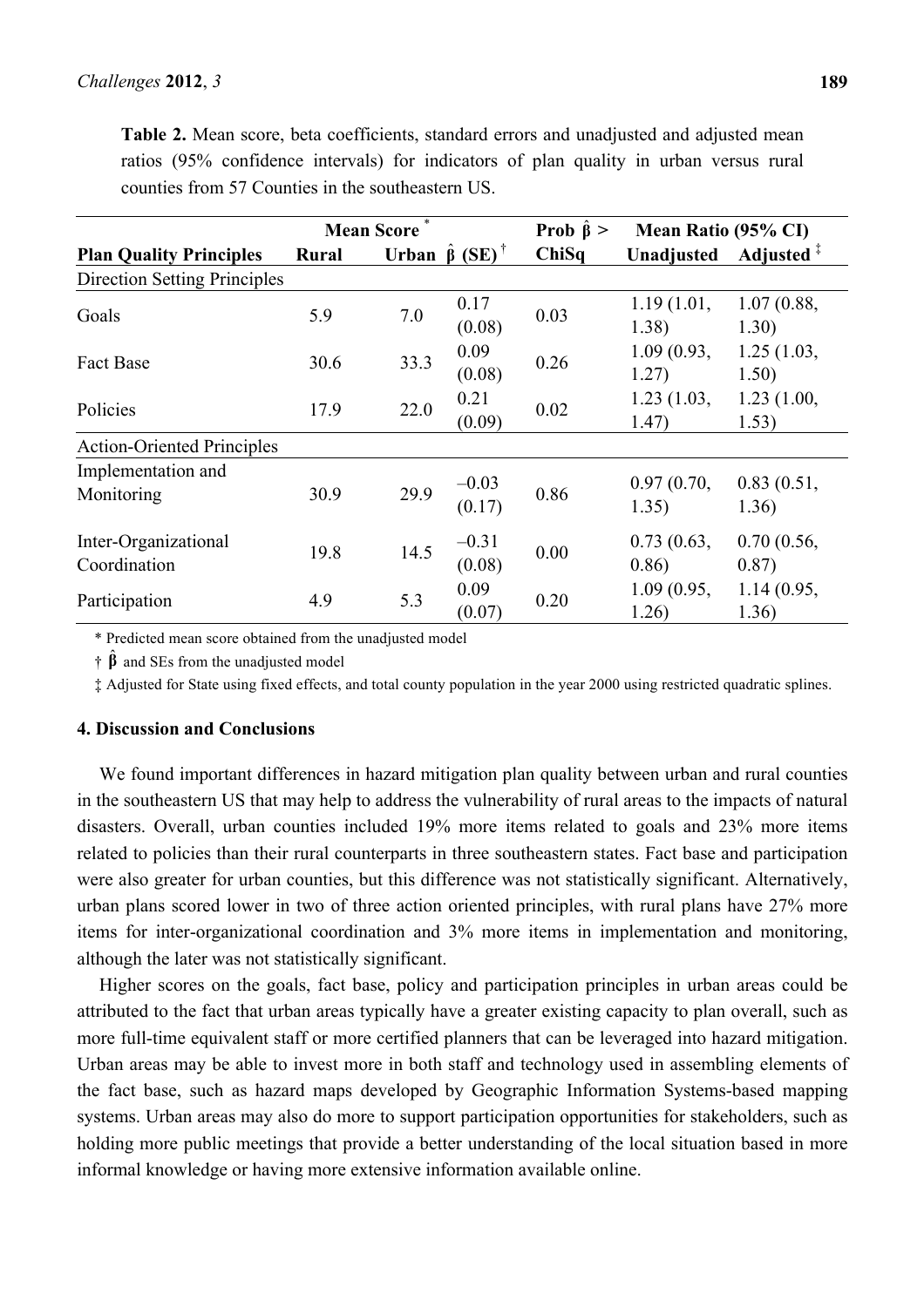**Table 2.** Mean score, beta coefficients, standard errors and unadjusted and adjusted mean ratios (95% confidence intervals) for indicators of plan quality in urban versus rural counties from 57 Counties in the southeastern US.

| | Mean Score * | | | Prob $\hat{\beta}$ > | Mean Ratio (95% CI) | |
|---|---|---|---|---|---|---|
| **Plan Quality Principles** | **Rural** | **Urban** | $\hat{\beta}$ **(SE)** † | **ChiSq** | **Unadjusted** | **Adjusted** ‡ |
| Direction Setting Principles | | | | | | |
| Goals | 5.9 | 7.0 | 0.17 (0.08) | 0.03 | 1.19 (1.01, 1.38) | 1.07 (0.88, 1.30) |
| Fact Base | 30.6 | 33.3 | 0.09 (0.08) | 0.26 | 1.09 (0.93, 1.27) | 1.25 (1.03, 1.50) |
| Policies | 17.9 | 22.0 | 0.21 (0.09) | 0.02 | 1.23 (1.03, 1.47) | 1.23 (1.00, 1.53) |
| Action-Oriented Principles | | | | | | |
| Implementation and Monitoring | 30.9 | 29.9 | −0.03 (0.17) | 0.86 | 0.97 (0.70, 1.35) | 0.83 (0.51, 1.36) |
| Inter-Organizational Coordination | 19.8 | 14.5 | −0.31 (0.08) | 0.00 | 0.73 (0.63, 0.86) | 0.70 (0.56, 0.87) |
| Participation | 4.9 | 5.3 | 0.09 (0.07) | 0.20 | 1.09 (0.95, 1.26) | 1.14 (0.95, 1.36) |

\* Predicted mean score obtained from the unadjusted model

† $\hat{\beta}$ and SEs from the unadjusted model

‡ Adjusted for State using fixed effects, and total county population in the year 2000 using restricted quadratic splines.

## 4. Discussion and Conclusions

We found important differences in hazard mitigation plan quality between urban and rural counties in the southeastern US that may help to address the vulnerability of rural areas to the impacts of natural disasters. Overall, urban counties included 19% more items related to goals and 23% more items related to policies than their rural counterparts in three southeastern states. Fact base and participation were also greater for urban counties, but this difference was not statistically significant. Alternatively, urban plans scored lower in two of three action oriented principles, with rural plans have 27% more items for inter-organizational coordination and 3% more items in implementation and monitoring, although the later was not statistically significant.

Higher scores on the goals, fact base, policy and participation principles in urban areas could be attributed to the fact that urban areas typically have a greater existing capacity to plan overall, such as more full-time equivalent staff or more certified planners that can be leveraged into hazard mitigation. Urban areas may be able to invest more in both staff and technology used in assembling elements of the fact base, such as hazard maps developed by Geographic Information Systems-based mapping systems. Urban areas may also do more to support participation opportunities for stakeholders, such as holding more public meetings that provide a better understanding of the local situation based in more informal knowledge or having more extensive information available online.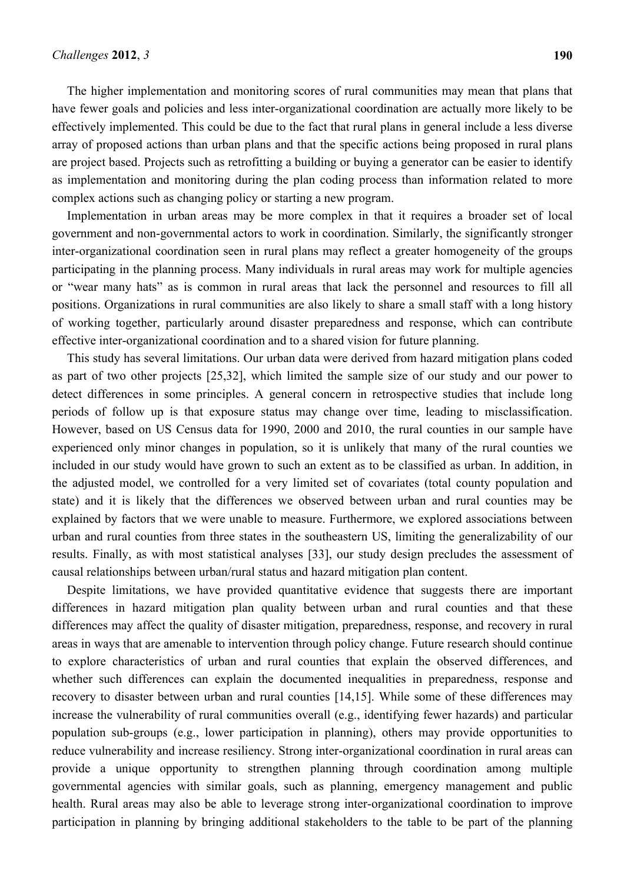The higher implementation and monitoring scores of rural communities may mean that plans that have fewer goals and policies and less inter-organizational coordination are actually more likely to be effectively implemented. This could be due to the fact that rural plans in general include a less diverse array of proposed actions than urban plans and that the specific actions being proposed in rural plans are project based. Projects such as retrofitting a building or buying a generator can be easier to identify as implementation and monitoring during the plan coding process than information related to more complex actions such as changing policy or starting a new program.

Implementation in urban areas may be more complex in that it requires a broader set of local government and non-governmental actors to work in coordination. Similarly, the significantly stronger inter-organizational coordination seen in rural plans may reflect a greater homogeneity of the groups participating in the planning process. Many individuals in rural areas may work for multiple agencies or "wear many hats" as is common in rural areas that lack the personnel and resources to fill all positions. Organizations in rural communities are also likely to share a small staff with a long history of working together, particularly around disaster preparedness and response, which can contribute effective inter-organizational coordination and to a shared vision for future planning.

This study has several limitations. Our urban data were derived from hazard mitigation plans coded as part of two other projects [25,32], which limited the sample size of our study and our power to detect differences in some principles. A general concern in retrospective studies that include long periods of follow up is that exposure status may change over time, leading to misclassification. However, based on US Census data for 1990, 2000 and 2010, the rural counties in our sample have experienced only minor changes in population, so it is unlikely that many of the rural counties we included in our study would have grown to such an extent as to be classified as urban. In addition, in the adjusted model, we controlled for a very limited set of covariates (total county population and state) and it is likely that the differences we observed between urban and rural counties may be explained by factors that we were unable to measure. Furthermore, we explored associations between urban and rural counties from three states in the southeastern US, limiting the generalizability of our results. Finally, as with most statistical analyses [33], our study design precludes the assessment of causal relationships between urban/rural status and hazard mitigation plan content.

Despite limitations, we have provided quantitative evidence that suggests there are important differences in hazard mitigation plan quality between urban and rural counties and that these differences may affect the quality of disaster mitigation, preparedness, response, and recovery in rural areas in ways that are amenable to intervention through policy change. Future research should continue to explore characteristics of urban and rural counties that explain the observed differences, and whether such differences can explain the documented inequalities in preparedness, response and recovery to disaster between urban and rural counties [14,15]. While some of these differences may increase the vulnerability of rural communities overall (e.g., identifying fewer hazards) and particular population sub-groups (e.g., lower participation in planning), others may provide opportunities to reduce vulnerability and increase resiliency. Strong inter-organizational coordination in rural areas can provide a unique opportunity to strengthen planning through coordination among multiple governmental agencies with similar goals, such as planning, emergency management and public health. Rural areas may also be able to leverage strong inter-organizational coordination to improve participation in planning by bringing additional stakeholders to the table to be part of the planning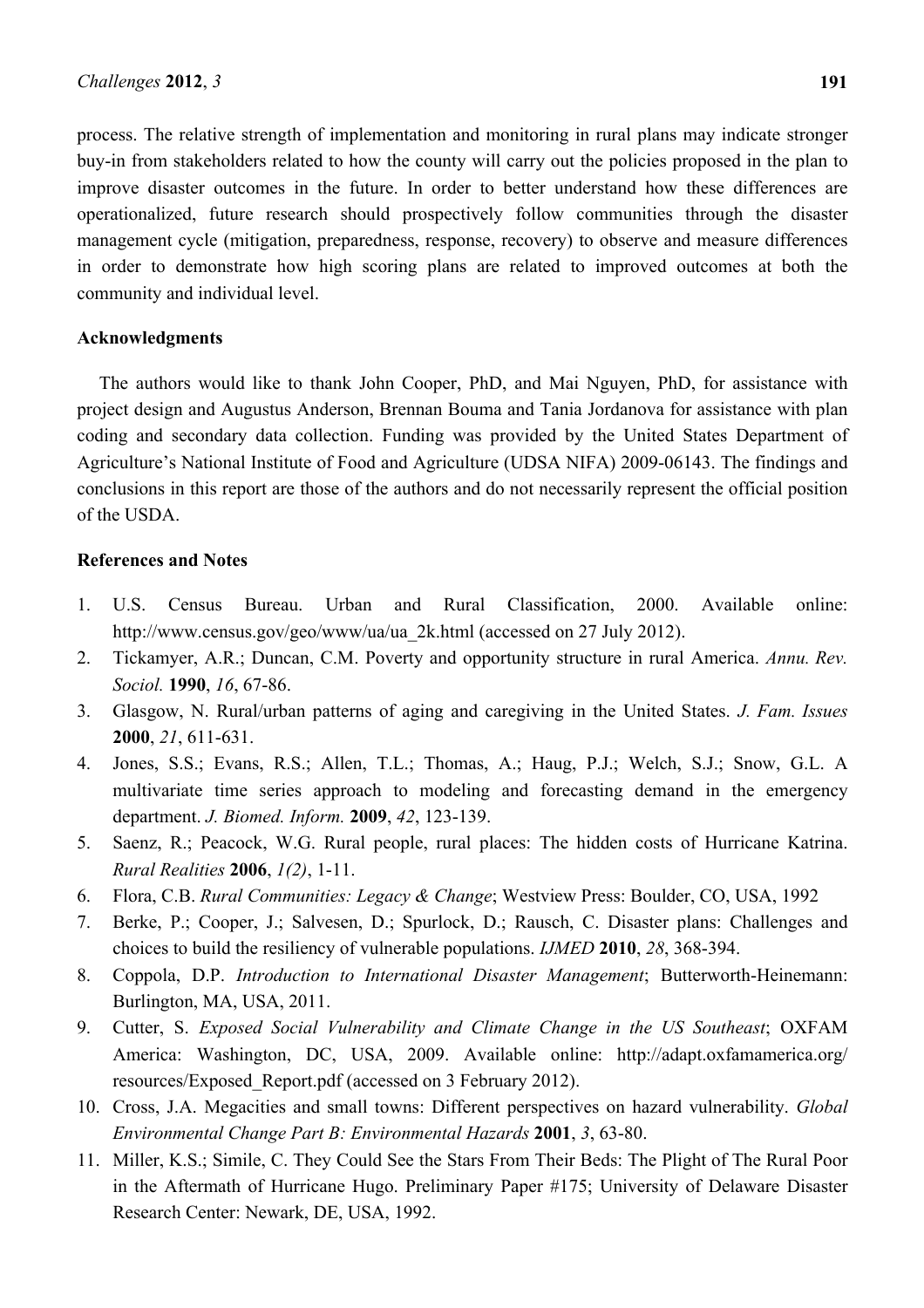process. The relative strength of implementation and monitoring in rural plans may indicate stronger buy-in from stakeholders related to how the county will carry out the policies proposed in the plan to improve disaster outcomes in the future. In order to better understand how these differences are operationalized, future research should prospectively follow communities through the disaster management cycle (mitigation, preparedness, response, recovery) to observe and measure differences in order to demonstrate how high scoring plans are related to improved outcomes at both the community and individual level.

## Acknowledgments

The authors would like to thank John Cooper, PhD, and Mai Nguyen, PhD, for assistance with project design and Augustus Anderson, Brennan Bouma and Tania Jordanova for assistance with plan coding and secondary data collection. Funding was provided by the United States Department of Agriculture's National Institute of Food and Agriculture (UDSA NIFA) 2009-06143. The findings and conclusions in this report are those of the authors and do not necessarily represent the official position of the USDA.

## References and Notes

1. U.S. Census Bureau. Urban and Rural Classification, 2000. Available online: http://www.census.gov/geo/www/ua/ua_2k.html (accessed on 27 July 2012).
2. Tickamyer, A.R.; Duncan, C.M. Poverty and opportunity structure in rural America. *Annu. Rev. Sociol.* **1990**, *16*, 67-86.
3. Glasgow, N. Rural/urban patterns of aging and caregiving in the United States. *J. Fam. Issues* **2000**, *21*, 611-631.
4. Jones, S.S.; Evans, R.S.; Allen, T.L.; Thomas, A.; Haug, P.J.; Welch, S.J.; Snow, G.L. A multivariate time series approach to modeling and forecasting demand in the emergency department. *J. Biomed. Inform.* **2009**, *42*, 123-139.
5. Saenz, R.; Peacock, W.G. Rural people, rural places: The hidden costs of Hurricane Katrina. *Rural Realities* **2006**, *1(2)*, 1-11.
6. Flora, C.B. *Rural Communities: Legacy & Change*; Westview Press: Boulder, CO, USA, 1992
7. Berke, P.; Cooper, J.; Salvesen, D.; Spurlock, D.; Rausch, C. Disaster plans: Challenges and choices to build the resiliency of vulnerable populations. *IJMED* **2010**, *28*, 368-394.
8. Coppola, D.P. *Introduction to International Disaster Management*; Butterworth-Heinemann: Burlington, MA, USA, 2011.
9. Cutter, S. *Exposed Social Vulnerability and Climate Change in the US Southeast*; OXFAM America: Washington, DC, USA, 2009. Available online: http://adapt.oxfamamerica.org/resources/Exposed_Report.pdf (accessed on 3 February 2012).
10. Cross, J.A. Megacities and small towns: Different perspectives on hazard vulnerability. *Global Environmental Change Part B: Environmental Hazards* **2001**, *3*, 63-80.
11. Miller, K.S.; Simile, C. They Could See the Stars From Their Beds: The Plight of The Rural Poor in the Aftermath of Hurricane Hugo. Preliminary Paper #175; University of Delaware Disaster Research Center: Newark, DE, USA, 1992.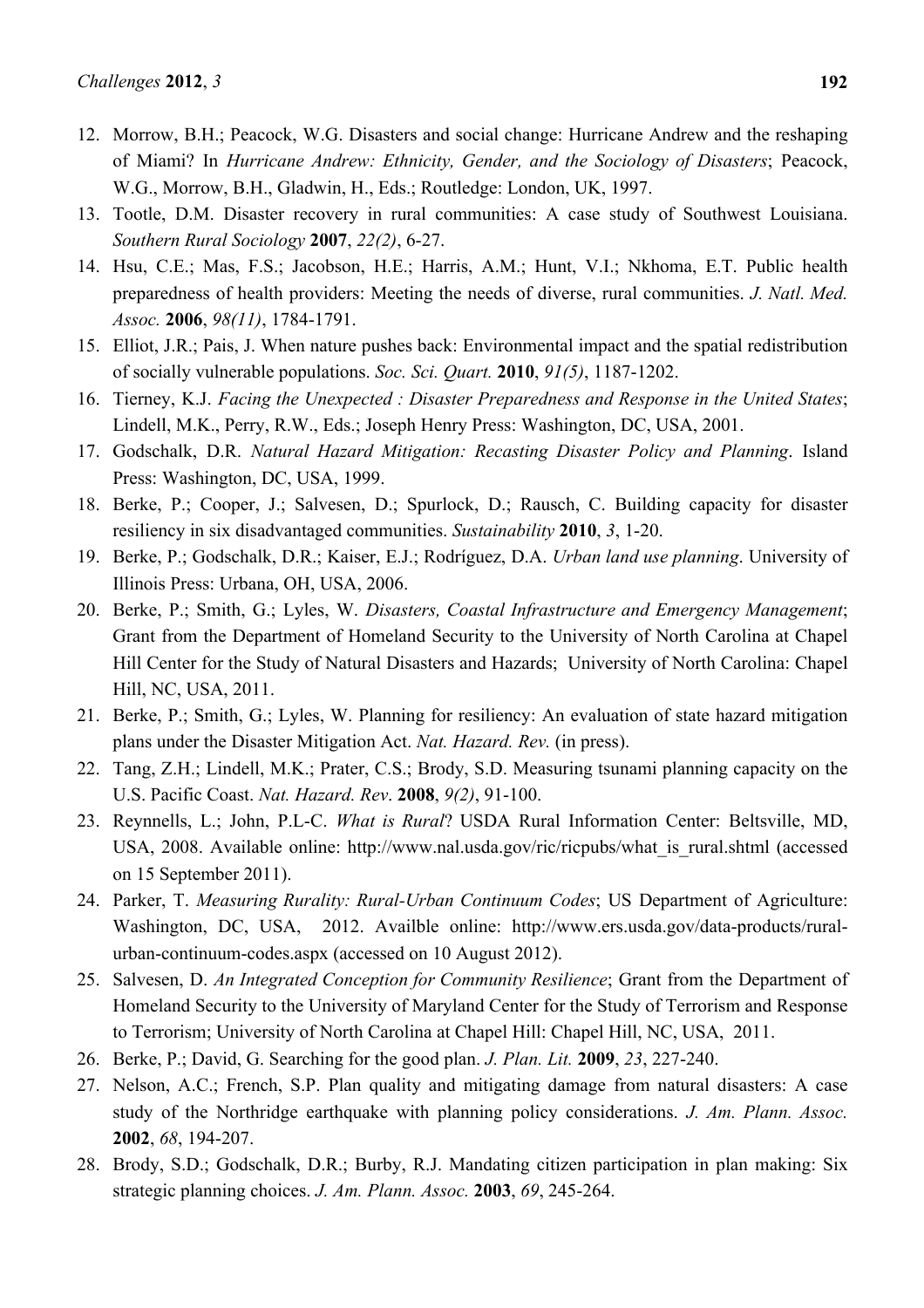12. Morrow, B.H.; Peacock, W.G. Disasters and social change: Hurricane Andrew and the reshaping of Miami? In *Hurricane Andrew: Ethnicity, Gender, and the Sociology of Disasters*; Peacock, W.G., Morrow, B.H., Gladwin, H., Eds.; Routledge: London, UK, 1997.
13. Tootle, D.M. Disaster recovery in rural communities: A case study of Southwest Louisiana. *Southern Rural Sociology* **2007**, *22(2)*, 6-27.
14. Hsu, C.E.; Mas, F.S.; Jacobson, H.E.; Harris, A.M.; Hunt, V.I.; Nkhoma, E.T. Public health preparedness of health providers: Meeting the needs of diverse, rural communities. *J. Natl. Med. Assoc.* **2006**, *98(11)*, 1784-1791.
15. Elliot, J.R.; Pais, J. When nature pushes back: Environmental impact and the spatial redistribution of socially vulnerable populations. *Soc. Sci. Quart.* **2010**, *91(5)*, 1187-1202.
16. Tierney, K.J. *Facing the Unexpected : Disaster Preparedness and Response in the United States*; Lindell, M.K., Perry, R.W., Eds.; Joseph Henry Press: Washington, DC, USA, 2001.
17. Godschalk, D.R. *Natural Hazard Mitigation: Recasting Disaster Policy and Planning*. Island Press: Washington, DC, USA, 1999.
18. Berke, P.; Cooper, J.; Salvesen, D.; Spurlock, D.; Rausch, C. Building capacity for disaster resiliency in six disadvantaged communities. *Sustainability* **2010**, *3*, 1-20.
19. Berke, P.; Godschalk, D.R.; Kaiser, E.J.; Rodríguez, D.A. *Urban land use planning*. University of Illinois Press: Urbana, OH, USA, 2006.
20. Berke, P.; Smith, G.; Lyles, W. *Disasters, Coastal Infrastructure and Emergency Management*; Grant from the Department of Homeland Security to the University of North Carolina at Chapel Hill Center for the Study of Natural Disasters and Hazards; University of North Carolina: Chapel Hill, NC, USA, 2011.
21. Berke, P.; Smith, G.; Lyles, W. Planning for resiliency: An evaluation of state hazard mitigation plans under the Disaster Mitigation Act. *Nat. Hazard. Rev.* (in press).
22. Tang, Z.H.; Lindell, M.K.; Prater, C.S.; Brody, S.D. Measuring tsunami planning capacity on the U.S. Pacific Coast. *Nat. Hazard. Rev*. **2008**, *9(2)*, 91-100.
23. Reynnells, L.; John, P.L-C. *What is Rural*? USDA Rural Information Center: Beltsville, MD, USA, 2008. Available online: http://www.nal.usda.gov/ric/ricpubs/what_is_rural.shtml (accessed on 15 September 2011).
24. Parker, T. *Measuring Rurality: Rural-Urban Continuum Codes*; US Department of Agriculture: Washington, DC, USA, 2012. Availble online: http://www.ers.usda.gov/data-products/rural-urban-continuum-codes.aspx (accessed on 10 August 2012).
25. Salvesen, D. *An Integrated Conception for Community Resilience*; Grant from the Department of Homeland Security to the University of Maryland Center for the Study of Terrorism and Response to Terrorism; University of North Carolina at Chapel Hill: Chapel Hill, NC, USA, 2011.
26. Berke, P.; David, G. Searching for the good plan. *J. Plan. Lit.* **2009**, *23*, 227-240.
27. Nelson, A.C.; French, S.P. Plan quality and mitigating damage from natural disasters: A case study of the Northridge earthquake with planning policy considerations. *J. Am. Plann. Assoc.* **2002**, *68*, 194-207.
28. Brody, S.D.; Godschalk, D.R.; Burby, R.J. Mandating citizen participation in plan making: Six strategic planning choices. *J. Am. Plann. Assoc.* **2003**, *69*, 245-264.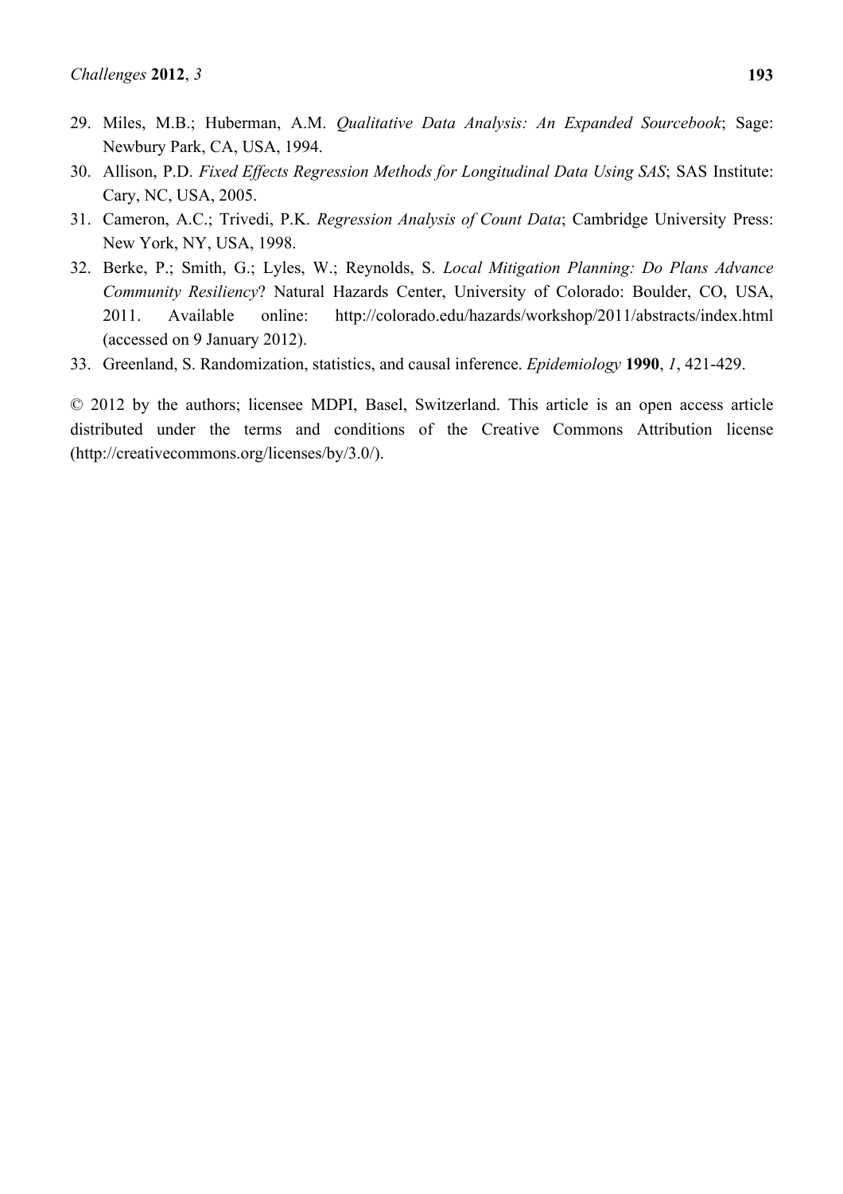29. Miles, M.B.; Huberman, A.M. *Qualitative Data Analysis: An Expanded Sourcebook*; Sage: Newbury Park, CA, USA, 1994.
30. Allison, P.D. *Fixed Effects Regression Methods for Longitudinal Data Using SAS*; SAS Institute: Cary, NC, USA, 2005.
31. Cameron, A.C.; Trivedi, P.K. *Regression Analysis of Count Data*; Cambridge University Press: New York, NY, USA, 1998.
32. Berke, P.; Smith, G.; Lyles, W.; Reynolds, S. *Local Mitigation Planning: Do Plans Advance Community Resiliency*? Natural Hazards Center, University of Colorado: Boulder, CO, USA, 2011. Available online: http://colorado.edu/hazards/workshop/2011/abstracts/index.html (accessed on 9 January 2012).
33. Greenland, S. Randomization, statistics, and causal inference. *Epidemiology* **1990**, *1*, 421-429.

© 2012 by the authors; licensee MDPI, Basel, Switzerland. This article is an open access article distributed under the terms and conditions of the Creative Commons Attribution license (http://creativecommons.org/licenses/by/3.0/).